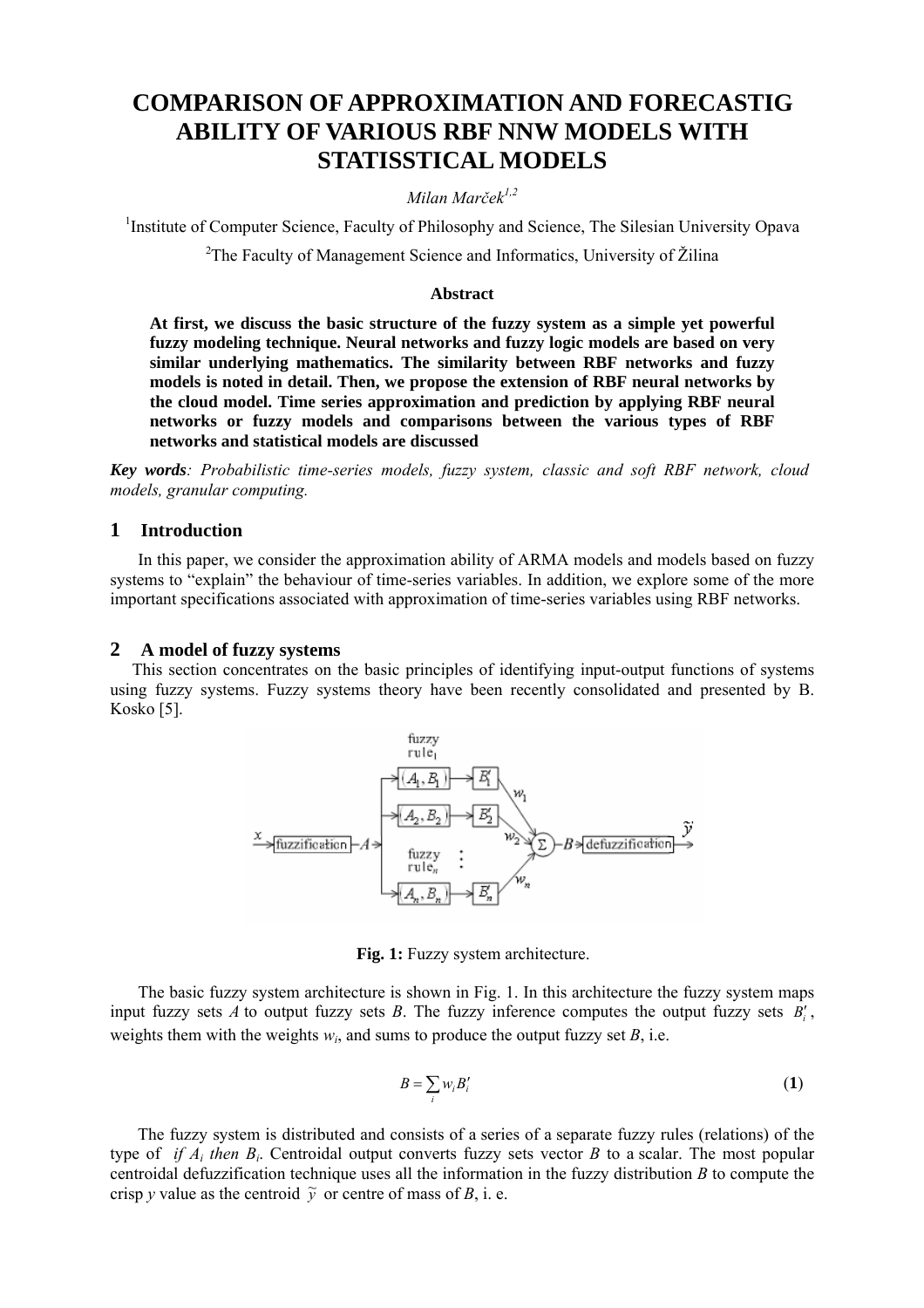# COMPARISON OF APPROXIMATION AND FORECASTIG ABILITY OF VARIOUS RBF NNW MODELS WITH STATISSTICAL MODELS

*Milan Marček*[1,2]

[1]Institute of Computer Science, Faculty of Philosophy and Science, The Silesian University Opava

[2]The Faculty of Management Science and Informatics, University of Žilina

### Abstract

**At first, we discuss the basic structure of the fuzzy system as a simple yet powerful fuzzy modeling technique. Neural networks and fuzzy logic models are based on very similar underlying mathematics. The similarity between RBF networks and fuzzy models is noted in detail. Then, we propose the extension of RBF neural networks by the cloud model. Time series approximation and prediction by applying RBF neural networks or fuzzy models and comparisons between the various types of RBF networks and statistical models are discussed**

***Key words**: Probabilistic time-series models, fuzzy system, classic and soft RBF network, cloud models, granular computing.*

## 1 Introduction

In this paper, we consider the approximation ability of ARMA models and models based on fuzzy systems to "explain" the behaviour of time-series variables. In addition, we explore some of the more important specifications associated with approximation of time-series variables using RBF networks.

## 2 A model of fuzzy systems

This section concentrates on the basic principles of identifying input-output functions of systems using fuzzy systems. Fuzzy systems theory have been recently consolidated and presented by B. Kosko [5].

fuzzy rule1

x → fuzzification → A → $(A_1, B_1)$ → $B'_1$ ($w_1$); $(A_2, B_2)$ → $B'_2$ ($w_2$); fuzzy rule$_n$ ⋮; $(A_n, B_n)$ → $B'_n$ ($w_n$) → Σ → B → defuzzification → $\tilde{y}$

**Fig. 1:** Fuzzy system architecture.

The basic fuzzy system architecture is shown in Fig. 1. In this architecture the fuzzy system maps input fuzzy sets $A$ to output fuzzy sets $B$. The fuzzy inference computes the output fuzzy sets $B'_i$, weights them with the weights $w_i$, and sums to produce the output fuzzy set $B$, i.e.

$$B = \sum_i w_i B'_i \qquad \textbf{(1)}$$

The fuzzy system is distributed and consists of a series of a separate fuzzy rules (relations) of the type of *if $A_i$ then $B_i$*. Centroidal output converts fuzzy sets vector $B$ to a scalar. The most popular centroidal defuzzification technique uses all the information in the fuzzy distribution $B$ to compute the crisp $y$ value as the centroid $\tilde{y}$ or centre of mass of $B$, i. e.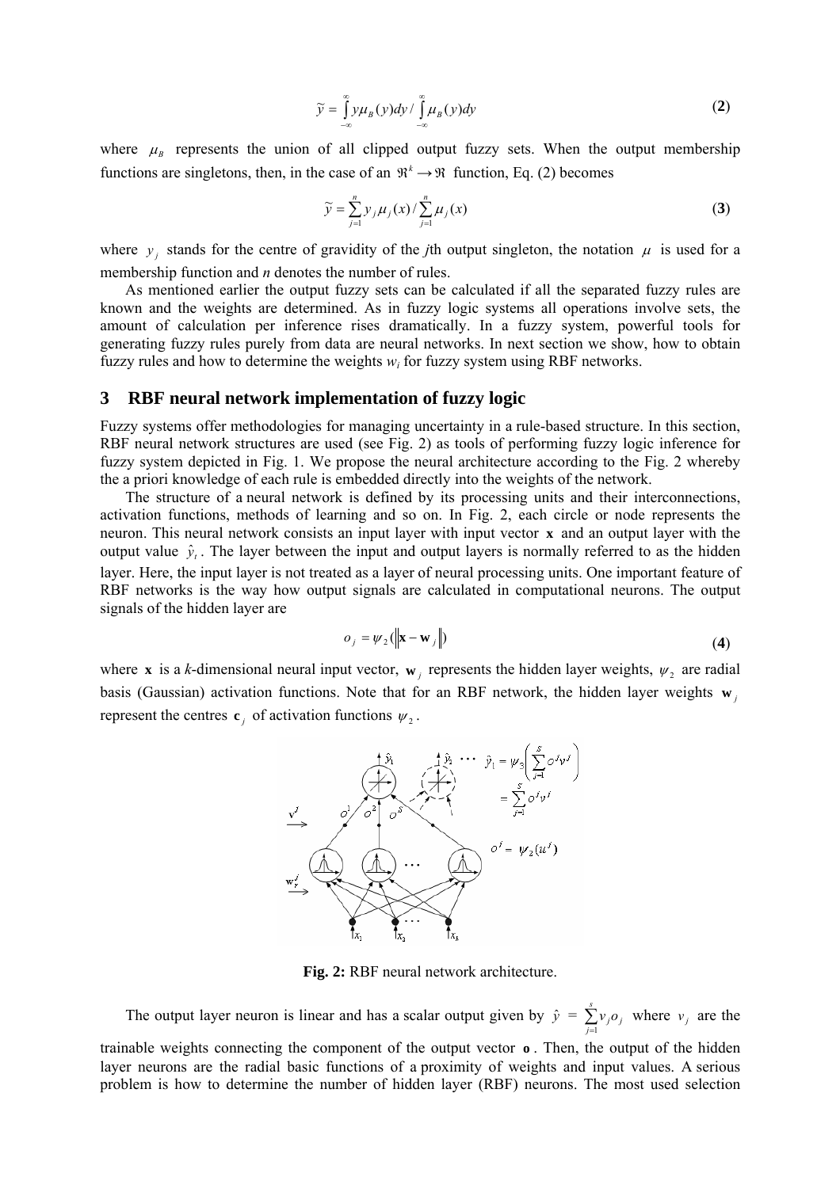$$\tilde{y} = \int_{-\infty}^{\infty} y\mu_B(y)dy \Big/ \int_{-\infty}^{\infty} \mu_B(y)dy \tag{2}$$

where $\mu_B$ represents the union of all clipped output fuzzy sets. When the output membership functions are singletons, then, in the case of an $\Re^k \to \Re$ function, Eq. (2) becomes

$$\tilde{y} = \sum_{j=1}^{n} y_j \mu_j(x) \Big/ \sum_{j=1}^{n} \mu_j(x) \tag{3}$$

where $y_j$ stands for the centre of gravidity of the *j*th output singleton, the notation $\mu$ is used for a membership function and *n* denotes the number of rules.

As mentioned earlier the output fuzzy sets can be calculated if all the separated fuzzy rules are known and the weights are determined. As in fuzzy logic systems all operations involve sets, the amount of calculation per inference rises dramatically. In a fuzzy system, powerful tools for generating fuzzy rules purely from data are neural networks. In next section we show, how to obtain fuzzy rules and how to determine the weights $w_i$ for fuzzy system using RBF networks.

## 3 RBF neural network implementation of fuzzy logic

Fuzzy systems offer methodologies for managing uncertainty in a rule-based structure. In this section, RBF neural network structures are used (see Fig. 2) as tools of performing fuzzy logic inference for fuzzy system depicted in Fig. 1. We propose the neural architecture according to the Fig. 2 whereby the a priori knowledge of each rule is embedded directly into the weights of the network.

The structure of a neural network is defined by its processing units and their interconnections, activation functions, methods of learning and so on. In Fig. 2, each circle or node represents the neuron. This neural network consists an input layer with input vector $\mathbf{x}$ and an output layer with the output value $\hat{y}_t$. The layer between the input and output layers is normally referred to as the hidden layer. Here, the input layer is not treated as a layer of neural processing units. One important feature of RBF networks is the way how output signals are calculated in computational neurons. The output signals of the hidden layer are

$$o_j = \psi_2(\|\mathbf{x} - \mathbf{w}_j\|) \tag{4}$$

where $\mathbf{x}$ is a *k*-dimensional neural input vector, $\mathbf{w}_j$ represents the hidden layer weights, $\psi_2$ are radial basis (Gaussian) activation functions. Note that for an RBF network, the hidden layer weights $\mathbf{w}_j$ represent the centres $\mathbf{c}_j$ of activation functions $\psi_2$.

$\hat{y}_1$ $\hat{y}_2$ $\cdots$ $\hat{y}_1 = \psi_3\left(\sum_{j=1}^{s} o^j v^j\right) = \sum_{j=1}^{s} o^j v^j$

$\mathbf{v}^j$ $o^1$ $o^2$ $o^S$

$o^j = \psi_2(u^j)$

$\mathbf{w}_r^j$

$x_1$ $x_2$ $x_k$

**Fig. 2:** RBF neural network architecture.

The output layer neuron is linear and has a scalar output given by $\hat{y} = \sum_{j=1}^{s} v_j o_j$ where $v_j$ are the trainable weights connecting the component of the output vector $\mathbf{o}$. Then, the output of the hidden layer neurons are the radial basic functions of a proximity of weights and input values. A serious problem is how to determine the number of hidden layer (RBF) neurons. The most used selection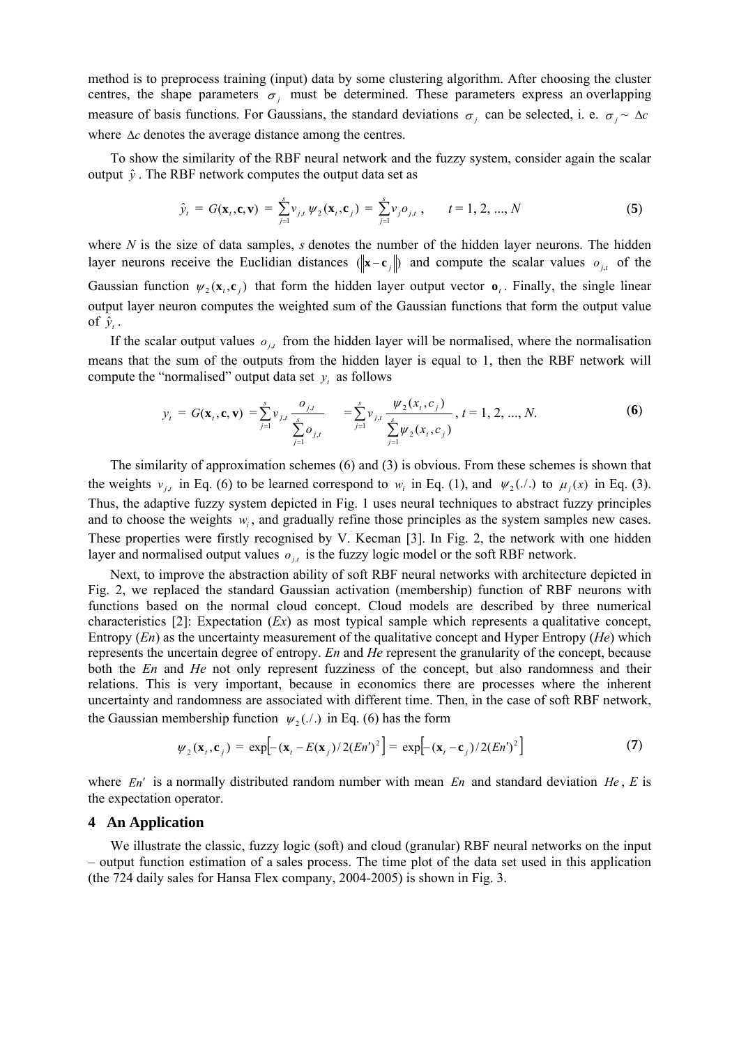method is to preprocess training (input) data by some clustering algorithm. After choosing the cluster centres, the shape parameters $\sigma_j$ must be determined. These parameters express an overlapping measure of basis functions. For Gaussians, the standard deviations $\sigma_j$ can be selected, i. e. $\sigma_j \sim \Delta c$ where $\Delta c$ denotes the average distance among the centres.

To show the similarity of the RBF neural network and the fuzzy system, consider again the scalar output $\hat{y}$. The RBF network computes the output data set as

$$\hat{y}_t = G(\mathbf{x}_t, \mathbf{c}, \mathbf{v}) = \sum_{j=1}^{s} v_{j,t}\, \psi_2(\mathbf{x}_t, \mathbf{c}_j) = \sum_{j=1}^{s} v_j o_{j,t}, \qquad t = 1, 2, ..., N \tag{5}$$

where $N$ is the size of data samples, $s$ denotes the number of the hidden layer neurons. The hidden layer neurons receive the Euclidian distances ($\|\mathbf{x} - \mathbf{c}_j\|$) and compute the scalar values $o_{j,t}$ of the Gaussian function $\psi_2(\mathbf{x}_t, \mathbf{c}_j)$ that form the hidden layer output vector $\mathbf{o}_t$. Finally, the single linear output layer neuron computes the weighted sum of the Gaussian functions that form the output value of $\hat{y}_t$.

If the scalar output values $o_{j,t}$ from the hidden layer will be normalised, where the normalisation means that the sum of the outputs from the hidden layer is equal to 1, then the RBF network will compute the "normalised" output data set $y_t$ as follows

$$y_t = G(\mathbf{x}_t, \mathbf{c}, \mathbf{v}) = \sum_{j=1}^{s} v_{j,t} \frac{o_{j,t}}{\sum_{j=1}^{s} o_{j,t}} = \sum_{j=1}^{s} v_{j,t} \frac{\psi_2(x_t, c_j)}{\sum_{j=1}^{s} \psi_2(x_t, c_j)}, \quad t = 1, 2, ..., N. \tag{6}$$

The similarity of approximation schemes (6) and (3) is obvious. From these schemes is shown that the weights $v_{j,t}$ in Eq. (6) to be learned correspond to $w_i$ in Eq. (1), and $\psi_2(./.)$ to $\mu_j(x)$ in Eq. (3). Thus, the adaptive fuzzy system depicted in Fig. 1 uses neural techniques to abstract fuzzy principles and to choose the weights $w_i$, and gradually refine those principles as the system samples new cases. These properties were firstly recognised by V. Kecman [3]. In Fig. 2, the network with one hidden layer and normalised output values $o_{j,t}$ is the fuzzy logic model or the soft RBF network.

Next, to improve the abstraction ability of soft RBF neural networks with architecture depicted in Fig. 2, we replaced the standard Gaussian activation (membership) function of RBF neurons with functions based on the normal cloud concept. Cloud models are described by three numerical characteristics [2]: Expectation (*Ex*) as most typical sample which represents a qualitative concept, Entropy (*En*) as the uncertainty measurement of the qualitative concept and Hyper Entropy (*He*) which represents the uncertain degree of entropy. *En* and *He* represent the granularity of the concept, because both the *En* and *He* not only represent fuzziness of the concept, but also randomness and their relations. This is very important, because in economics there are processes where the inherent uncertainty and randomness are associated with different time. Then, in the case of soft RBF network, the Gaussian membership function $\psi_2(./.)$ in Eq. (6) has the form

$$\psi_2(\mathbf{x}_t, \mathbf{c}_j) = \exp\left[-(\mathbf{x}_t - E(\mathbf{x}_j)/2(En')^2\right] = \exp\left[-(\mathbf{x}_t - \mathbf{c}_j)/2(En')^2\right] \tag{7}$$

where $En'$ is a normally distributed random number with mean $En$ and standard deviation $He$, $E$ is the expectation operator.

## 4 An Application

We illustrate the classic, fuzzy logic (soft) and cloud (granular) RBF neural networks on the input – output function estimation of a sales process. The time plot of the data set used in this application (the 724 daily sales for Hansa Flex company, 2004-2005) is shown in Fig. 3.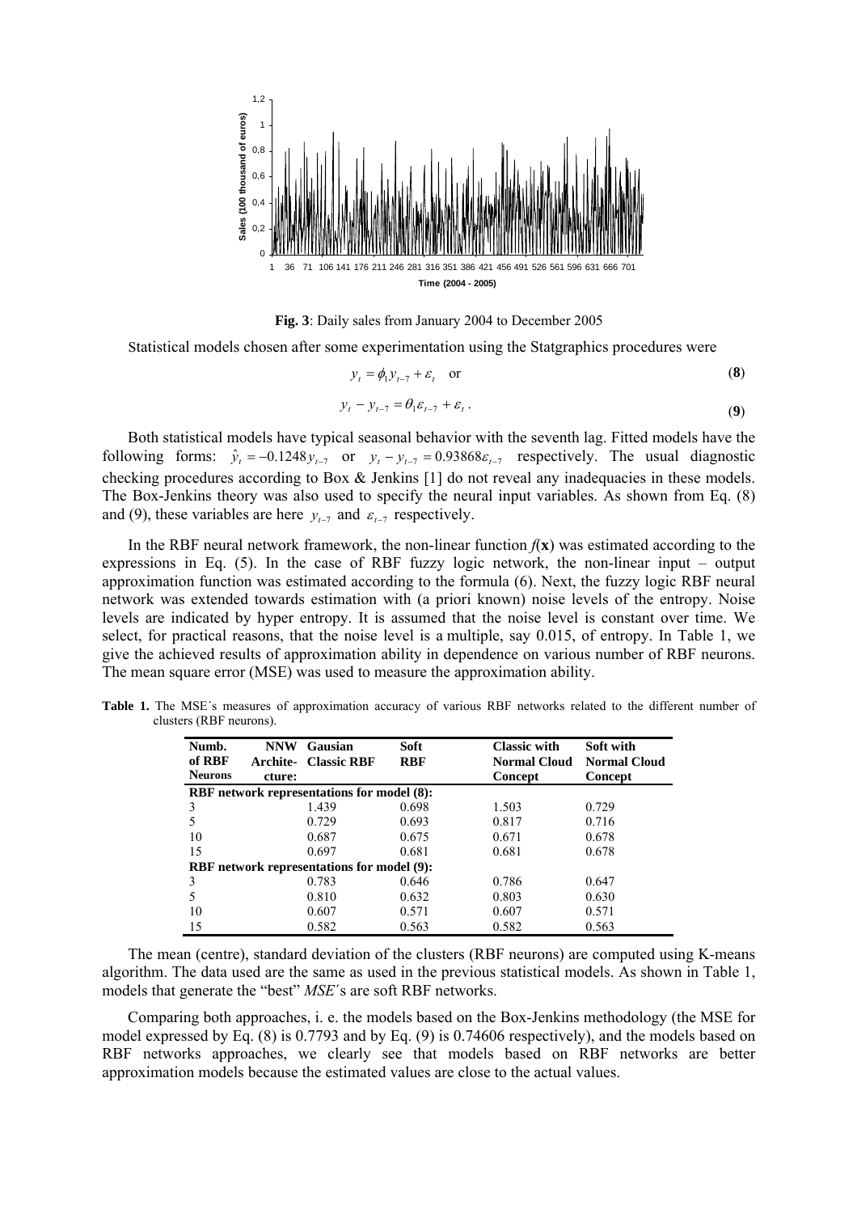**Fig. 3**: Daily sales from January 2004 to December 2005

Statistical models chosen after some experimentation using the Statgraphics procedures were

$$y_t = \phi_1 y_{t-7} + \varepsilon_t \quad \text{or} \tag{8}$$

$$y_t - y_{t-7} = \theta_1 \varepsilon_{t-7} + \varepsilon_t . \tag{9}$$

Both statistical models have typical seasonal behavior with the seventh lag. Fitted models have the following forms: $\hat{y}_t = -0.1248 y_{t-7}$ or $y_t - y_{t-7} = 0.93868 \varepsilon_{t-7}$ respectively. The usual diagnostic checking procedures according to Box & Jenkins [1] do not reveal any inadequacies in these models. The Box-Jenkins theory was also used to specify the neural input variables. As shown from Eq. (8) and (9), these variables are here $y_{t-7}$ and $\varepsilon_{t-7}$ respectively.

In the RBF neural network framework, the non-linear function $f(\mathbf{x})$ was estimated according to the expressions in Eq. (5). In the case of RBF fuzzy logic network, the non-linear input – output approximation function was estimated according to the formula (6). Next, the fuzzy logic RBF neural network was extended towards estimation with (a priori known) noise levels of the entropy. Noise levels are indicated by hyper entropy. It is assumed that the noise level is constant over time. We select, for practical reasons, that the noise level is a multiple, say 0.015, of entropy. In Table 1, we give the achieved results of approximation ability in dependence on various number of RBF neurons. The mean square error (MSE) was used to measure the approximation ability.

**Table 1.** The MSE´s measures of approximation accuracy of various RBF networks related to the different number of clusters (RBF neurons).

| Numb. of RBF Neurons | NNW Architecture: Gausian Classic RBF | Soft RBF | Classic with Normal Cloud Concept | Soft with Normal Cloud Concept |
|---|---|---|---|---|
| **RBF network representations for model (8):** | | | | |
| 3 | 1.439 | 0.698 | 1.503 | 0.729 |
| 5 | 0.729 | 0.693 | 0.817 | 0.716 |
| 10 | 0.687 | 0.675 | 0.671 | 0.678 |
| 15 | 0.697 | 0.681 | 0.681 | 0.678 |
| **RBF network representations for model (9):** | | | | |
| 3 | 0.783 | 0.646 | 0.786 | 0.647 |
| 5 | 0.810 | 0.632 | 0.803 | 0.630 |
| 10 | 0.607 | 0.571 | 0.607 | 0.571 |
| 15 | 0.582 | 0.563 | 0.582 | 0.563 |

The mean (centre), standard deviation of the clusters (RBF neurons) are computed using K-means algorithm. The data used are the same as used in the previous statistical models. As shown in Table 1, models that generate the "best" *MSE*´s are soft RBF networks.

Comparing both approaches, i. e. the models based on the Box-Jenkins methodology (the MSE for model expressed by Eq. (8) is 0.7793 and by Eq. (9) is 0.74606 respectively), and the models based on RBF networks approaches, we clearly see that models based on RBF networks are better approximation models because the estimated values are close to the actual values.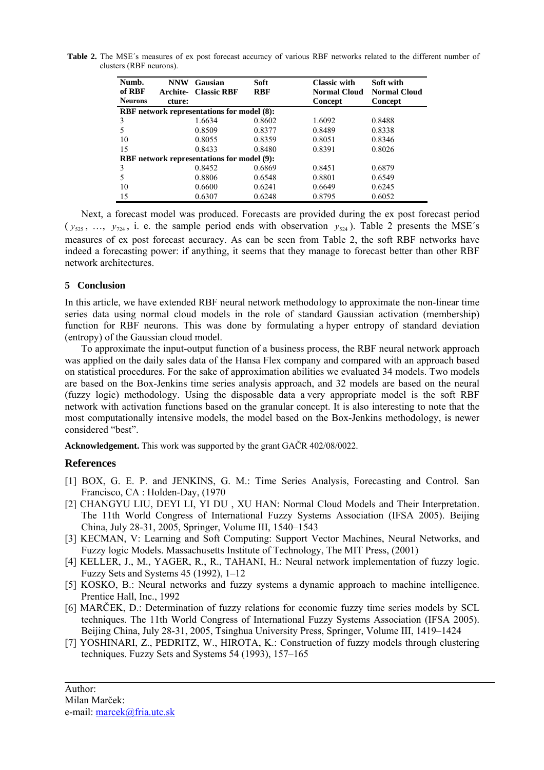**Table 2.** The MSE´s measures of ex post forecast accuracy of various RBF networks related to the different number of clusters (RBF neurons).

| Numb. of RBF Neurons | NNW Archite-cture: | Gausian Classic RBF | Soft RBF | Classic with Normal Cloud Concept | Soft with Normal Cloud Concept |
|---|---|---|---|---|---|
| **RBF network representations for model (8):** | | | | | |
| 3 | | 1.6634 | 0.8602 | 1.6092 | 0.8488 |
| 5 | | 0.8509 | 0.8377 | 0.8489 | 0.8338 |
| 10 | | 0.8055 | 0.8359 | 0.8051 | 0.8346 |
| 15 | | 0.8433 | 0.8480 | 0.8391 | 0.8026 |
| **RBF network representations for model (9):** | | | | | |
| 3 | | 0.8452 | 0.6869 | 0.8451 | 0.6879 |
| 5 | | 0.8806 | 0.6548 | 0.8801 | 0.6549 |
| 10 | | 0.6600 | 0.6241 | 0.6649 | 0.6245 |
| 15 | | 0.6307 | 0.6248 | 0.8795 | 0.6052 |

Next, a forecast model was produced. Forecasts are provided during the ex post forecast period ($y_{525}$, …, $y_{724}$, i. e. the sample period ends with observation $y_{524}$). Table 2 presents the MSE´s measures of ex post forecast accuracy. As can be seen from Table 2, the soft RBF networks have indeed a forecasting power: if anything, it seems that they manage to forecast better than other RBF network architectures.

## 5 Conclusion

In this article, we have extended RBF neural network methodology to approximate the non-linear time series data using normal cloud models in the role of standard Gaussian activation (membership) function for RBF neurons. This was done by formulating a hyper entropy of standard deviation (entropy) of the Gaussian cloud model.

To approximate the input-output function of a business process, the RBF neural network approach was applied on the daily sales data of the Hansa Flex company and compared with an approach based on statistical procedures. For the sake of approximation abilities we evaluated 34 models. Two models are based on the Box-Jenkins time series analysis approach, and 32 models are based on the neural (fuzzy logic) methodology. Using the disposable data a very appropriate model is the soft RBF network with activation functions based on the granular concept. It is also interesting to note that the most computationally intensive models, the model based on the Box-Jenkins methodology, is newer considered "best".

**Acknowledgement.** This work was supported by the grant GAČR 402/08/0022.

## References

[1] BOX, G. E. P. and JENKINS, G. M.: Time Series Analysis, Forecasting and Control*.* San Francisco, CA : Holden-Day, (1970

[2] CHANGYU LIU, DEYI LI, YI DU , XU HAN: Normal Cloud Models and Their Interpretation. The 11th World Congress of International Fuzzy Systems Association (IFSA 2005). Beijing China, July 28-31, 2005, Springer, Volume III, 1540–1543

[3] KECMAN, V: Learning and Soft Computing: Support Vector Machines, Neural Networks, and Fuzzy logic Models. Massachusetts Institute of Technology, The MIT Press, (2001)

[4] KELLER, J., M., YAGER, R., R., TAHANI, H.: Neural network implementation of fuzzy logic. Fuzzy Sets and Systems 45 (1992), 1–12

[5] KOSKO, B.: Neural networks and fuzzy systems a dynamic approach to machine intelligence. Prentice Hall, Inc., 1992

[6] MARČEK, D.: Determination of fuzzy relations for economic fuzzy time series models by SCL techniques. The 11th World Congress of International Fuzzy Systems Association (IFSA 2005). Beijing China, July 28-31, 2005, Tsinghua University Press, Springer, Volume III, 1419–1424

[7] YOSHINARI, Z., PEDRITZ, W., HIROTA, K.: Construction of fuzzy models through clustering techniques. Fuzzy Sets and Systems 54 (1993), 157–165

Author:
Milan Marček:
e-mail: marcek@fria.utc.sk